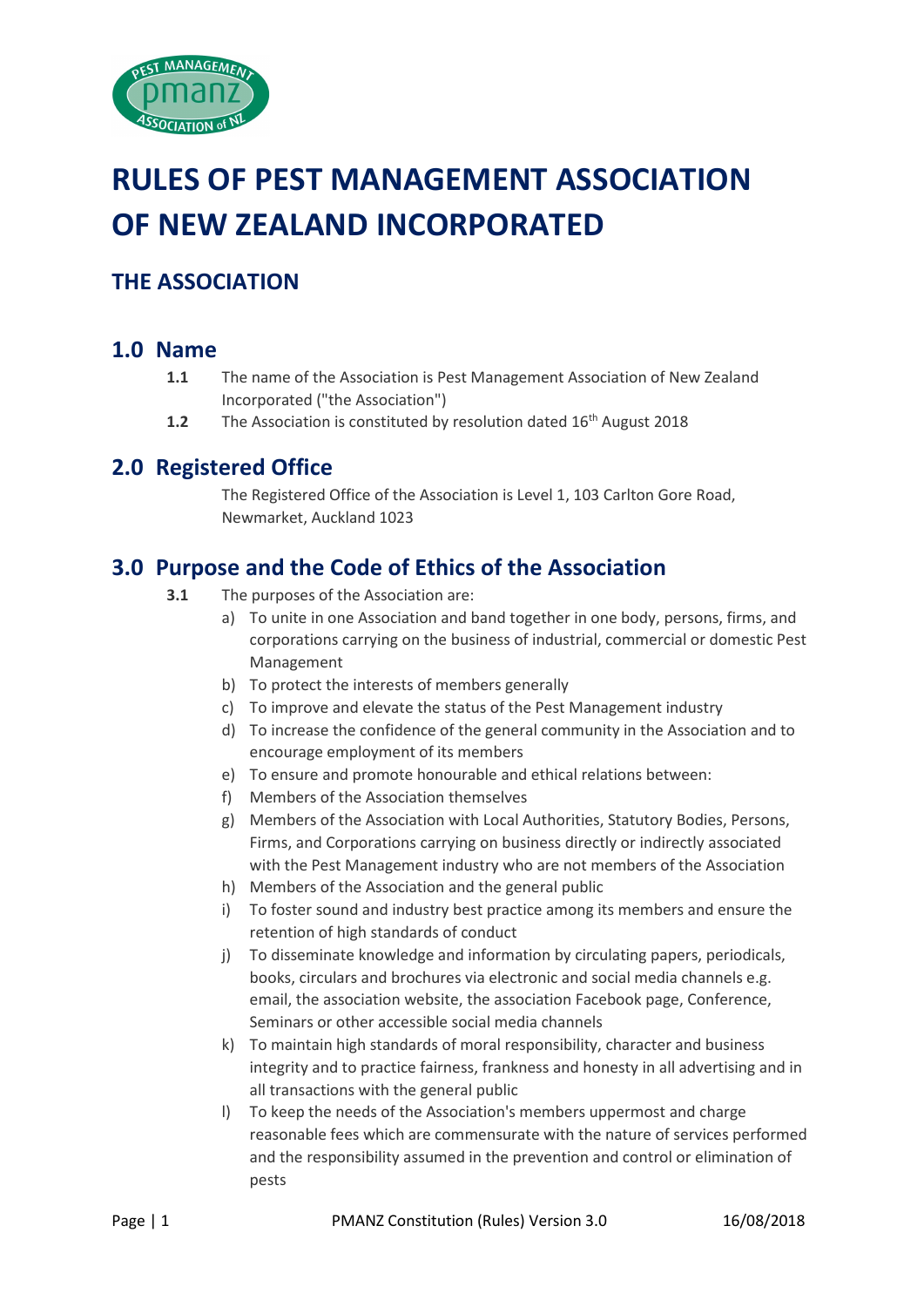# RULES OF PEST MANAGEMENT ASSOCIATION OF NEW ZEALAND INCORPORATED

## THE ASSOCIATION

## 1.0 Name

**1.1** The name of the Association is Pest Management Association of New Zealand Incorporated ("the Association")

**1.2** The Association is constituted by resolution dated 16th August 2018

## 2.0 Registered Office

The Registered Office of the Association is Level 1, 103 Carlton Gore Road, Newmarket, Auckland 1023

## 3.0 Purpose and the Code of Ethics of the Association

**3.1** The purposes of the Association are:

a) To unite in one Association and band together in one body, persons, firms, and corporations carrying on the business of industrial, commercial or domestic Pest Management

b) To protect the interests of members generally

c) To improve and elevate the status of the Pest Management industry

d) To increase the confidence of the general community in the Association and to encourage employment of its members

e) To ensure and promote honourable and ethical relations between:

f) Members of the Association themselves

g) Members of the Association with Local Authorities, Statutory Bodies, Persons, Firms, and Corporations carrying on business directly or indirectly associated with the Pest Management industry who are not members of the Association

h) Members of the Association and the general public

i) To foster sound and industry best practice among its members and ensure the retention of high standards of conduct

j) To disseminate knowledge and information by circulating papers, periodicals, books, circulars and brochures via electronic and social media channels e.g. email, the association website, the association Facebook page, Conference, Seminars or other accessible social media channels

k) To maintain high standards of moral responsibility, character and business integrity and to practice fairness, frankness and honesty in all advertising and in all transactions with the general public

l) To keep the needs of the Association's members uppermost and charge reasonable fees which are commensurate with the nature of services performed and the responsibility assumed in the prevention and control or elimination of pests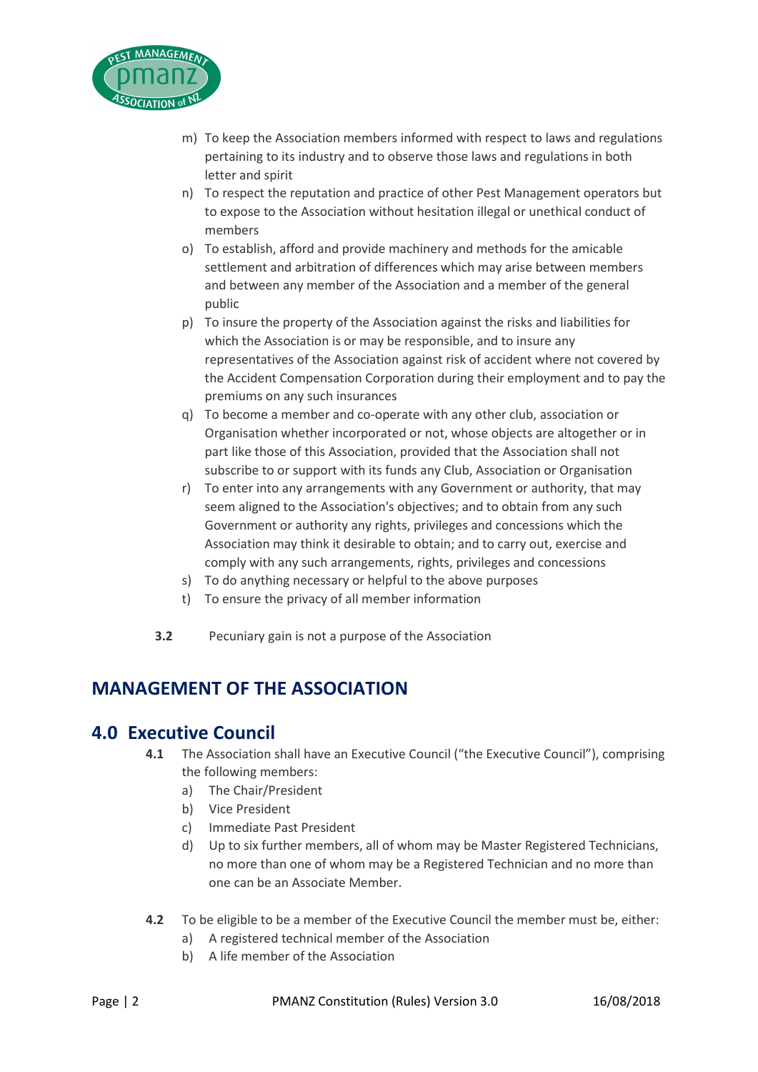m) To keep the Association members informed with respect to laws and regulations pertaining to its industry and to observe those laws and regulations in both letter and spirit
n) To respect the reputation and practice of other Pest Management operators but to expose to the Association without hesitation illegal or unethical conduct of members
o) To establish, afford and provide machinery and methods for the amicable settlement and arbitration of differences which may arise between members and between any member of the Association and a member of the general public
p) To insure the property of the Association against the risks and liabilities for which the Association is or may be responsible, and to insure any representatives of the Association against risk of accident where not covered by the Accident Compensation Corporation during their employment and to pay the premiums on any such insurances
q) To become a member and co-operate with any other club, association or Organisation whether incorporated or not, whose objects are altogether or in part like those of this Association, provided that the Association shall not subscribe to or support with its funds any Club, Association or Organisation
r) To enter into any arrangements with any Government or authority, that may seem aligned to the Association's objectives; and to obtain from any such Government or authority any rights, privileges and concessions which the Association may think it desirable to obtain; and to carry out, exercise and comply with any such arrangements, rights, privileges and concessions
s) To do anything necessary or helpful to the above purposes
t) To ensure the privacy of all member information

**3.2** Pecuniary gain is not a purpose of the Association

# MANAGEMENT OF THE ASSOCIATION

## 4.0 Executive Council

**4.1** The Association shall have an Executive Council ("the Executive Council"), comprising the following members:

a) The Chair/President
b) Vice President
c) Immediate Past President
d) Up to six further members, all of whom may be Master Registered Technicians, no more than one of whom may be a Registered Technician and no more than one can be an Associate Member.

**4.2** To be eligible to be a member of the Executive Council the member must be, either:

a) A registered technical member of the Association
b) A life member of the Association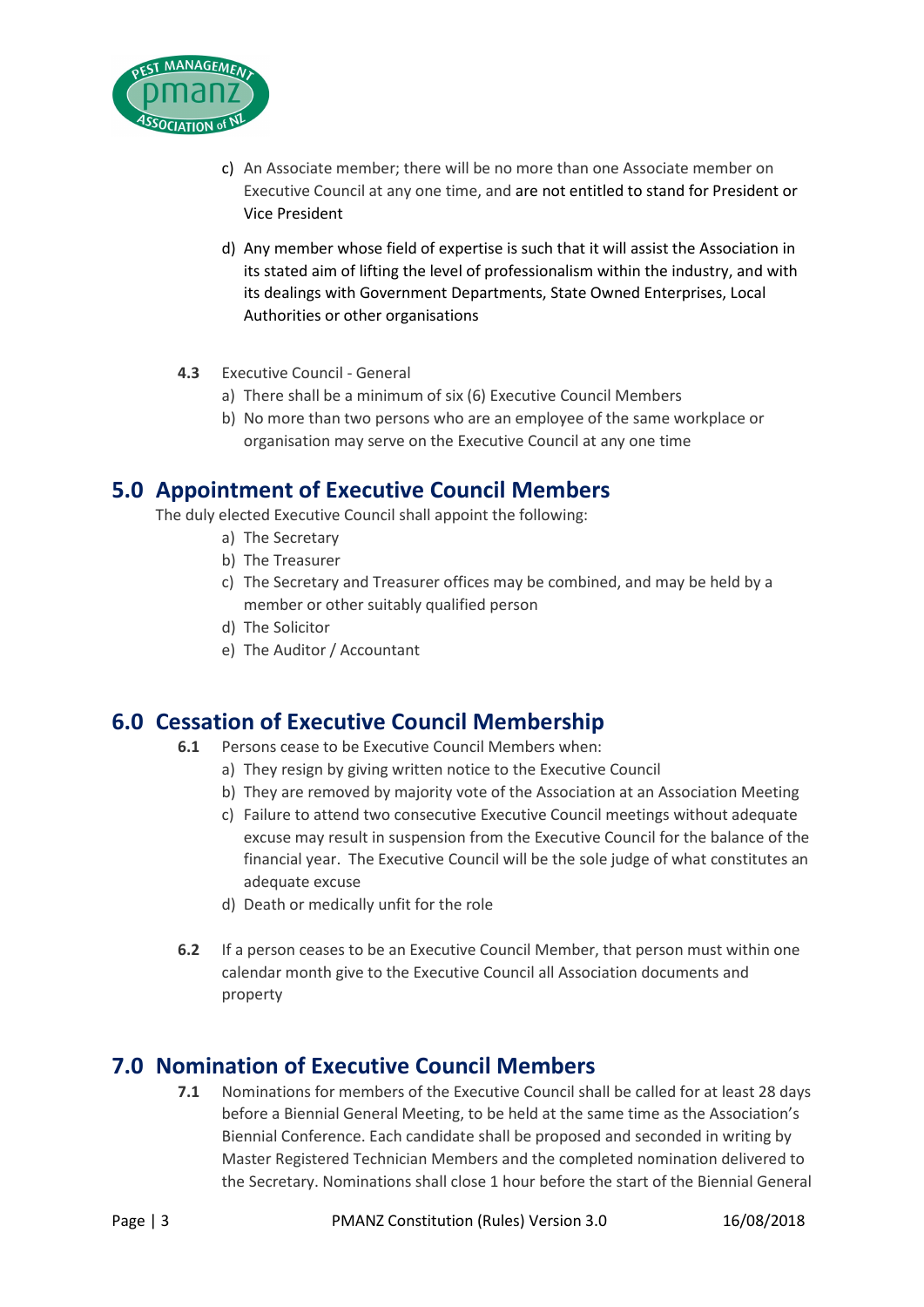c) An Associate member; there will be no more than one Associate member on Executive Council at any one time, and are not entitled to stand for President or Vice President

d) Any member whose field of expertise is such that it will assist the Association in its stated aim of lifting the level of professionalism within the industry, and with its dealings with Government Departments, State Owned Enterprises, Local Authorities or other organisations

**4.3** Executive Council - General

a) There shall be a minimum of six (6) Executive Council Members
b) No more than two persons who are an employee of the same workplace or organisation may serve on the Executive Council at any one time

## 5.0 Appointment of Executive Council Members

The duly elected Executive Council shall appoint the following:

a) The Secretary
b) The Treasurer
c) The Secretary and Treasurer offices may be combined, and may be held by a member or other suitably qualified person
d) The Solicitor
e) The Auditor / Accountant

## 6.0 Cessation of Executive Council Membership

**6.1** Persons cease to be Executive Council Members when:

a) They resign by giving written notice to the Executive Council
b) They are removed by majority vote of the Association at an Association Meeting
c) Failure to attend two consecutive Executive Council meetings without adequate excuse may result in suspension from the Executive Council for the balance of the financial year. The Executive Council will be the sole judge of what constitutes an adequate excuse
d) Death or medically unfit for the role

**6.2** If a person ceases to be an Executive Council Member, that person must within one calendar month give to the Executive Council all Association documents and property

## 7.0 Nomination of Executive Council Members

**7.1** Nominations for members of the Executive Council shall be called for at least 28 days before a Biennial General Meeting, to be held at the same time as the Association's Biennial Conference. Each candidate shall be proposed and seconded in writing by Master Registered Technician Members and the completed nomination delivered to the Secretary. Nominations shall close 1 hour before the start of the Biennial General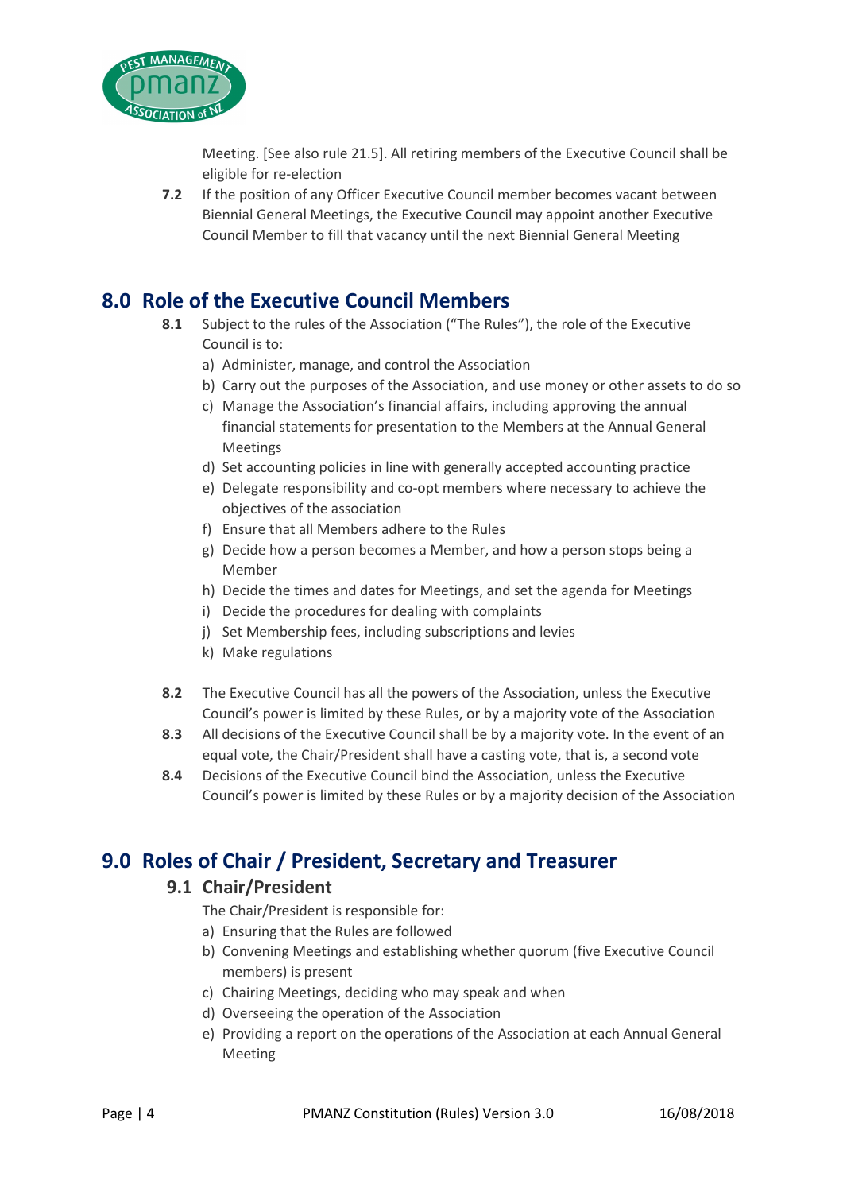Meeting. [See also rule 21.5]. All retiring members of the Executive Council shall be eligible for re-election

**7.2** If the position of any Officer Executive Council member becomes vacant between Biennial General Meetings, the Executive Council may appoint another Executive Council Member to fill that vacancy until the next Biennial General Meeting

## 8.0 Role of the Executive Council Members

**8.1** Subject to the rules of the Association ("The Rules"), the role of the Executive Council is to:

a) Administer, manage, and control the Association
b) Carry out the purposes of the Association, and use money or other assets to do so
c) Manage the Association's financial affairs, including approving the annual financial statements for presentation to the Members at the Annual General Meetings
d) Set accounting policies in line with generally accepted accounting practice
e) Delegate responsibility and co-opt members where necessary to achieve the objectives of the association
f) Ensure that all Members adhere to the Rules
g) Decide how a person becomes a Member, and how a person stops being a Member
h) Decide the times and dates for Meetings, and set the agenda for Meetings
i) Decide the procedures for dealing with complaints
j) Set Membership fees, including subscriptions and levies
k) Make regulations

**8.2** The Executive Council has all the powers of the Association, unless the Executive Council's power is limited by these Rules, or by a majority vote of the Association

**8.3** All decisions of the Executive Council shall be by a majority vote. In the event of an equal vote, the Chair/President shall have a casting vote, that is, a second vote

**8.4** Decisions of the Executive Council bind the Association, unless the Executive Council's power is limited by these Rules or by a majority decision of the Association

## 9.0 Roles of Chair / President, Secretary and Treasurer

### 9.1 Chair/President

The Chair/President is responsible for:

a) Ensuring that the Rules are followed
b) Convening Meetings and establishing whether quorum (five Executive Council members) is present
c) Chairing Meetings, deciding who may speak and when
d) Overseeing the operation of the Association
e) Providing a report on the operations of the Association at each Annual General Meeting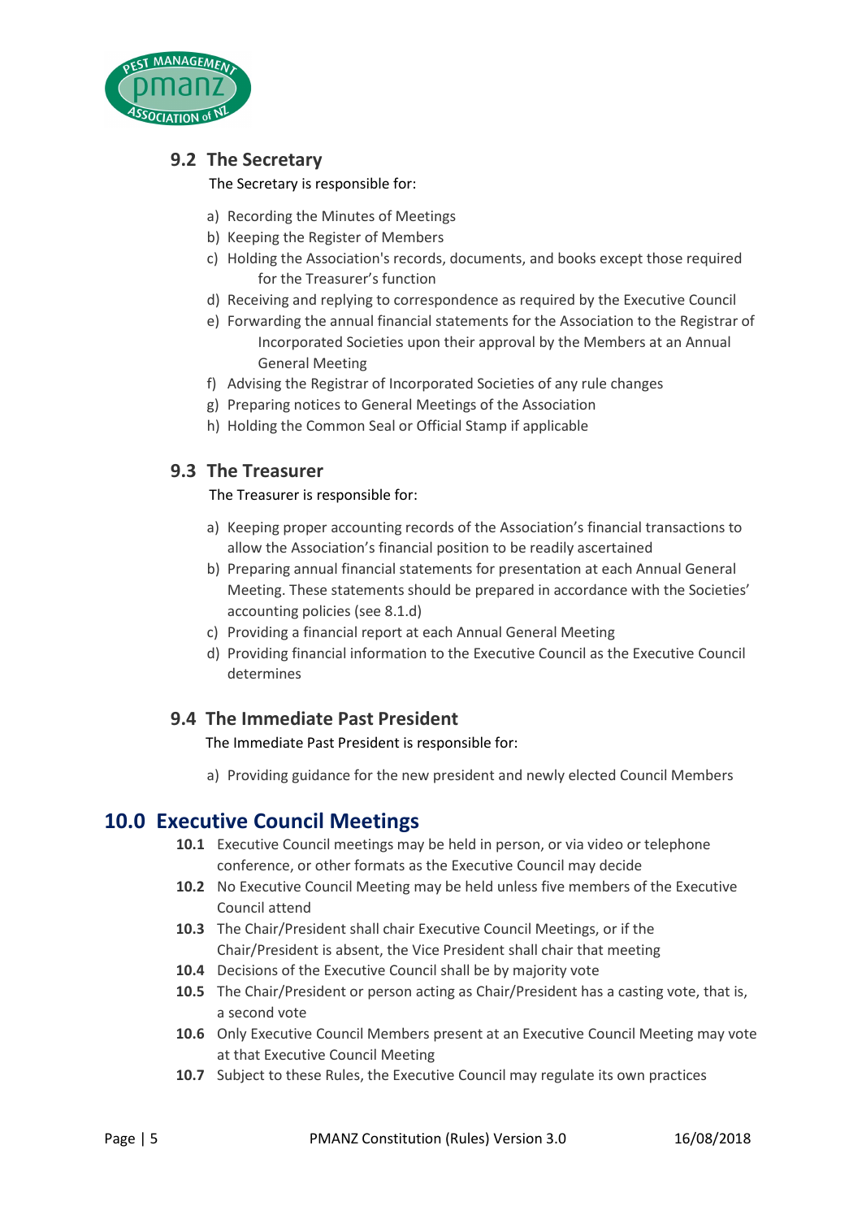### 9.2 The Secretary

The Secretary is responsible for:

a) Recording the Minutes of Meetings
b) Keeping the Register of Members
c) Holding the Association's records, documents, and books except those required for the Treasurer's function
d) Receiving and replying to correspondence as required by the Executive Council
e) Forwarding the annual financial statements for the Association to the Registrar of Incorporated Societies upon their approval by the Members at an Annual General Meeting
f) Advising the Registrar of Incorporated Societies of any rule changes
g) Preparing notices to General Meetings of the Association
h) Holding the Common Seal or Official Stamp if applicable

### 9.3 The Treasurer

The Treasurer is responsible for:

a) Keeping proper accounting records of the Association's financial transactions to allow the Association's financial position to be readily ascertained
b) Preparing annual financial statements for presentation at each Annual General Meeting. These statements should be prepared in accordance with the Societies' accounting policies (see 8.1.d)
c) Providing a financial report at each Annual General Meeting
d) Providing financial information to the Executive Council as the Executive Council determines

### 9.4 The Immediate Past President

The Immediate Past President is responsible for:

a) Providing guidance for the new president and newly elected Council Members

## 10.0 Executive Council Meetings

**10.1** Executive Council meetings may be held in person, or via video or telephone conference, or other formats as the Executive Council may decide

**10.2** No Executive Council Meeting may be held unless five members of the Executive Council attend

**10.3** The Chair/President shall chair Executive Council Meetings, or if the Chair/President is absent, the Vice President shall chair that meeting

**10.4** Decisions of the Executive Council shall be by majority vote

**10.5** The Chair/President or person acting as Chair/President has a casting vote, that is, a second vote

**10.6** Only Executive Council Members present at an Executive Council Meeting may vote at that Executive Council Meeting

**10.7** Subject to these Rules, the Executive Council may regulate its own practices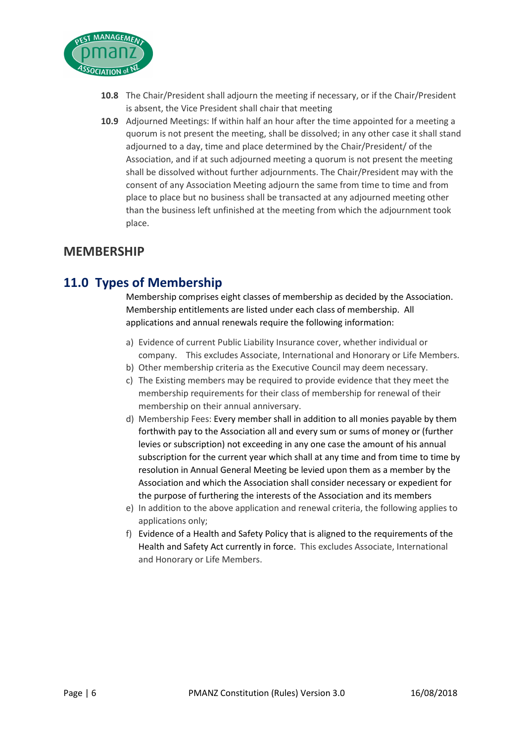**10.8** The Chair/President shall adjourn the meeting if necessary, or if the Chair/President is absent, the Vice President shall chair that meeting

**10.9** Adjourned Meetings: If within half an hour after the time appointed for a meeting a quorum is not present the meeting, shall be dissolved; in any other case it shall stand adjourned to a day, time and place determined by the Chair/President/ of the Association, and if at such adjourned meeting a quorum is not present the meeting shall be dissolved without further adjournments. The Chair/President may with the consent of any Association Meeting adjourn the same from time to time and from place to place but no business shall be transacted at any adjourned meeting other than the business left unfinished at the meeting from which the adjournment took place.

## MEMBERSHIP

## 11.0 Types of Membership

Membership comprises eight classes of membership as decided by the Association. Membership entitlements are listed under each class of membership. All applications and annual renewals require the following information:

a) Evidence of current Public Liability Insurance cover, whether individual or company. This excludes Associate, International and Honorary or Life Members.
b) Other membership criteria as the Executive Council may deem necessary.
c) The Existing members may be required to provide evidence that they meet the membership requirements for their class of membership for renewal of their membership on their annual anniversary.
d) Membership Fees: Every member shall in addition to all monies payable by them forthwith pay to the Association all and every sum or sums of money or (further levies or subscription) not exceeding in any one case the amount of his annual subscription for the current year which shall at any time and from time to time by resolution in Annual General Meeting be levied upon them as a member by the Association and which the Association shall consider necessary or expedient for the purpose of furthering the interests of the Association and its members
e) In addition to the above application and renewal criteria, the following applies to applications only;
f) Evidence of a Health and Safety Policy that is aligned to the requirements of the Health and Safety Act currently in force. This excludes Associate, International and Honorary or Life Members.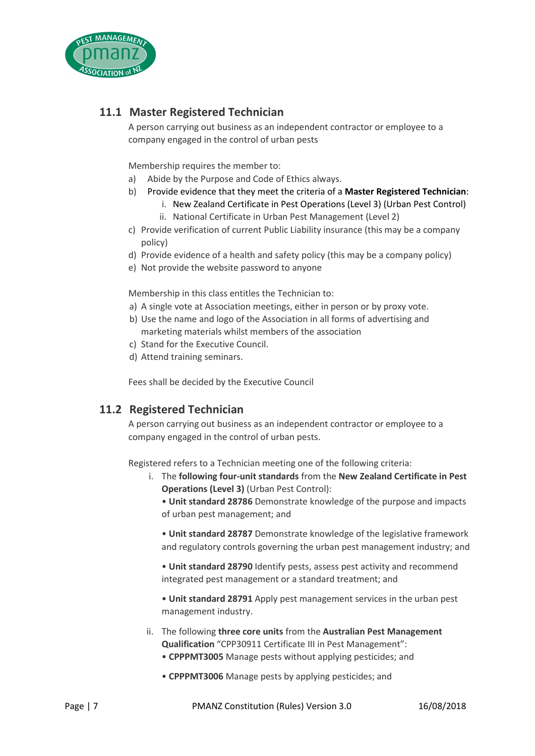## 11.1 Master Registered Technician

A person carrying out business as an independent contractor or employee to a company engaged in the control of urban pests

Membership requires the member to:

a) Abide by the Purpose and Code of Ethics always.
b) Provide evidence that they meet the criteria of a **Master Registered Technician**:
   i. New Zealand Certificate in Pest Operations (Level 3) (Urban Pest Control)
   ii. National Certificate in Urban Pest Management (Level 2)
c) Provide verification of current Public Liability insurance (this may be a company policy)
d) Provide evidence of a health and safety policy (this may be a company policy)
e) Not provide the website password to anyone

Membership in this class entitles the Technician to:

a) A single vote at Association meetings, either in person or by proxy vote.
b) Use the name and logo of the Association in all forms of advertising and marketing materials whilst members of the association
c) Stand for the Executive Council.
d) Attend training seminars.

Fees shall be decided by the Executive Council

## 11.2 Registered Technician

A person carrying out business as an independent contractor or employee to a company engaged in the control of urban pests.

Registered refers to a Technician meeting one of the following criteria:

i. The **following four-unit standards** from the **New Zealand Certificate in Pest Operations (Level 3)** (Urban Pest Control):
   • **Unit standard 28786** Demonstrate knowledge of the purpose and impacts of urban pest management; and

   • **Unit standard 28787** Demonstrate knowledge of the legislative framework and regulatory controls governing the urban pest management industry; and

   • **Unit standard 28790** Identify pests, assess pest activity and recommend integrated pest management or a standard treatment; and

   • **Unit standard 28791** Apply pest management services in the urban pest management industry.

ii. The following **three core units** from the **Australian Pest Management Qualification** "CPP30911 Certificate III in Pest Management":
   • **CPPPMT3005** Manage pests without applying pesticides; and

   • **CPPPMT3006** Manage pests by applying pesticides; and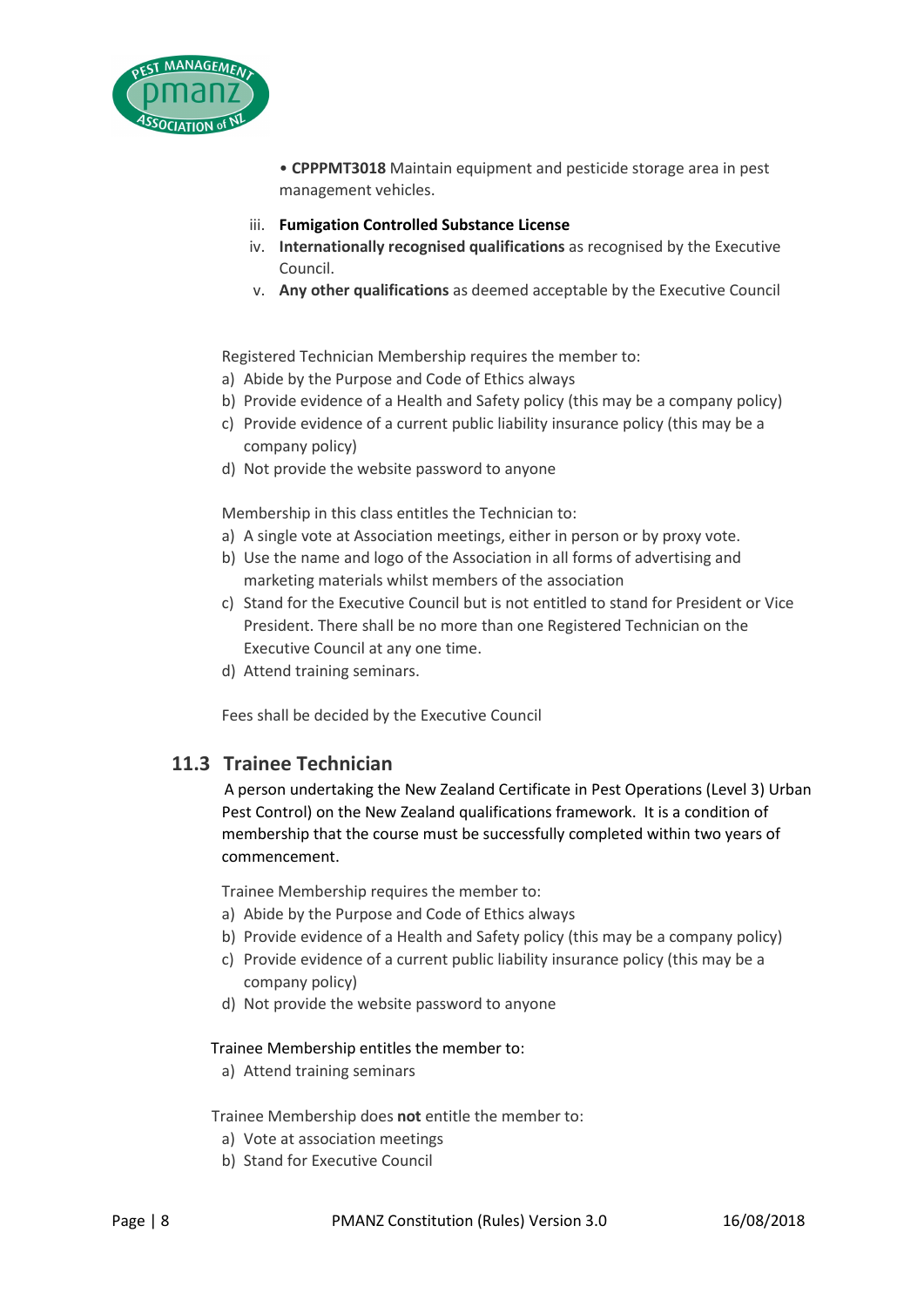• **CPPPMT3018** Maintain equipment and pesticide storage area in pest management vehicles.

iii. **Fumigation Controlled Substance License**

iv. **Internationally recognised qualifications** as recognised by the Executive Council.

v. **Any other qualifications** as deemed acceptable by the Executive Council

Registered Technician Membership requires the member to:

a) Abide by the Purpose and Code of Ethics always
b) Provide evidence of a Health and Safety policy (this may be a company policy)
c) Provide evidence of a current public liability insurance policy (this may be a company policy)
d) Not provide the website password to anyone

Membership in this class entitles the Technician to:

a) A single vote at Association meetings, either in person or by proxy vote.
b) Use the name and logo of the Association in all forms of advertising and marketing materials whilst members of the association
c) Stand for the Executive Council but is not entitled to stand for President or Vice President. There shall be no more than one Registered Technician on the Executive Council at any one time.
d) Attend training seminars.

Fees shall be decided by the Executive Council

## 11.3 Trainee Technician

A person undertaking the New Zealand Certificate in Pest Operations (Level 3) Urban Pest Control) on the New Zealand qualifications framework. It is a condition of membership that the course must be successfully completed within two years of commencement.

Trainee Membership requires the member to:

a) Abide by the Purpose and Code of Ethics always
b) Provide evidence of a Health and Safety policy (this may be a company policy)
c) Provide evidence of a current public liability insurance policy (this may be a company policy)
d) Not provide the website password to anyone

Trainee Membership entitles the member to:

a) Attend training seminars

Trainee Membership does **not** entitle the member to:

a) Vote at association meetings
b) Stand for Executive Council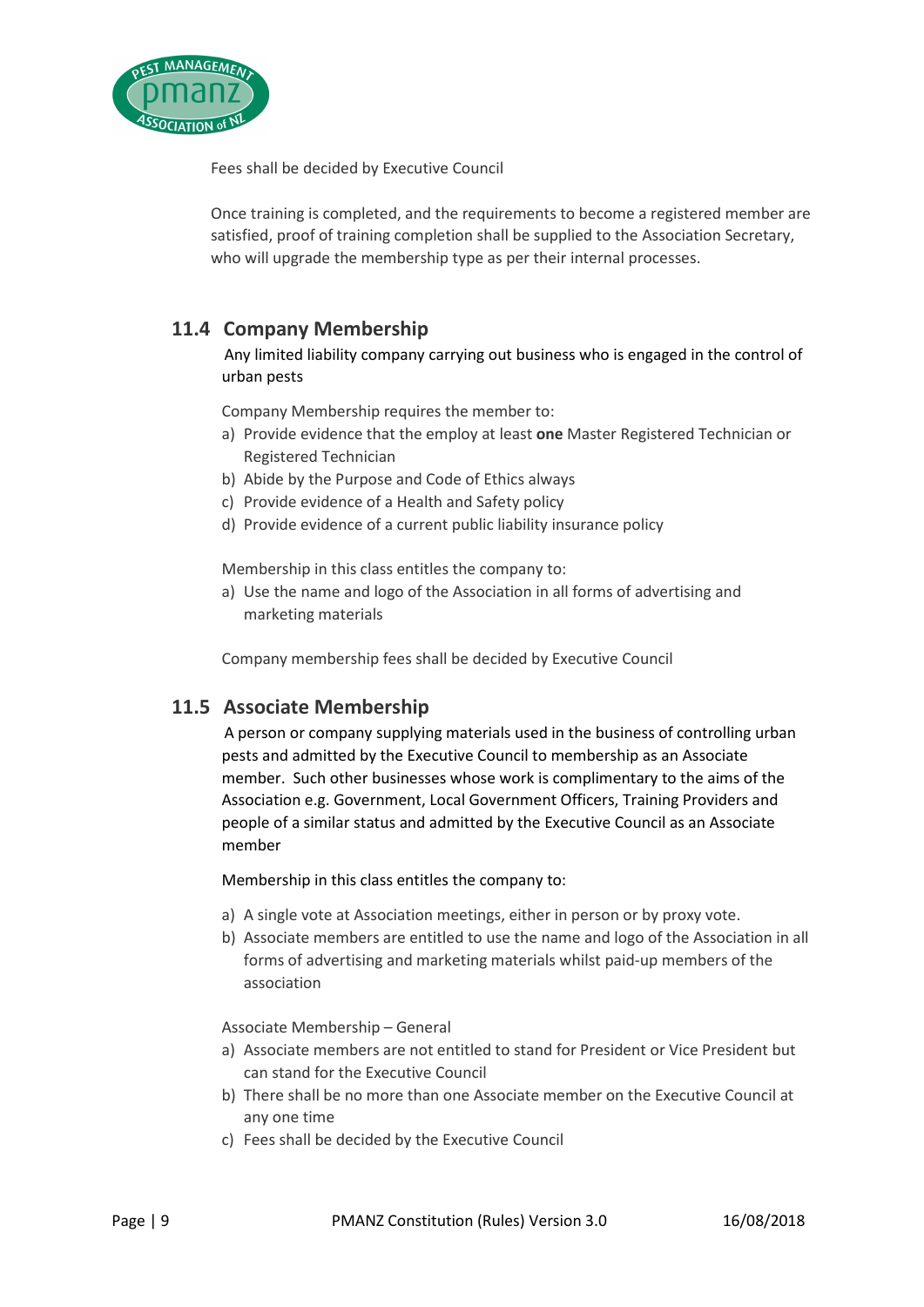Fees shall be decided by Executive Council

Once training is completed, and the requirements to become a registered member are satisfied, proof of training completion shall be supplied to the Association Secretary, who will upgrade the membership type as per their internal processes.

## 11.4 Company Membership

Any limited liability company carrying out business who is engaged in the control of urban pests

Company Membership requires the member to:

a) Provide evidence that the employ at least **one** Master Registered Technician or Registered Technician
b) Abide by the Purpose and Code of Ethics always
c) Provide evidence of a Health and Safety policy
d) Provide evidence of a current public liability insurance policy

Membership in this class entitles the company to:

a) Use the name and logo of the Association in all forms of advertising and marketing materials

Company membership fees shall be decided by Executive Council

## 11.5 Associate Membership

A person or company supplying materials used in the business of controlling urban pests and admitted by the Executive Council to membership as an Associate member. Such other businesses whose work is complimentary to the aims of the Association e.g. Government, Local Government Officers, Training Providers and people of a similar status and admitted by the Executive Council as an Associate member

Membership in this class entitles the company to:

a) A single vote at Association meetings, either in person or by proxy vote.
b) Associate members are entitled to use the name and logo of the Association in all forms of advertising and marketing materials whilst paid-up members of the association

Associate Membership – General

a) Associate members are not entitled to stand for President or Vice President but can stand for the Executive Council
b) There shall be no more than one Associate member on the Executive Council at any one time
c) Fees shall be decided by the Executive Council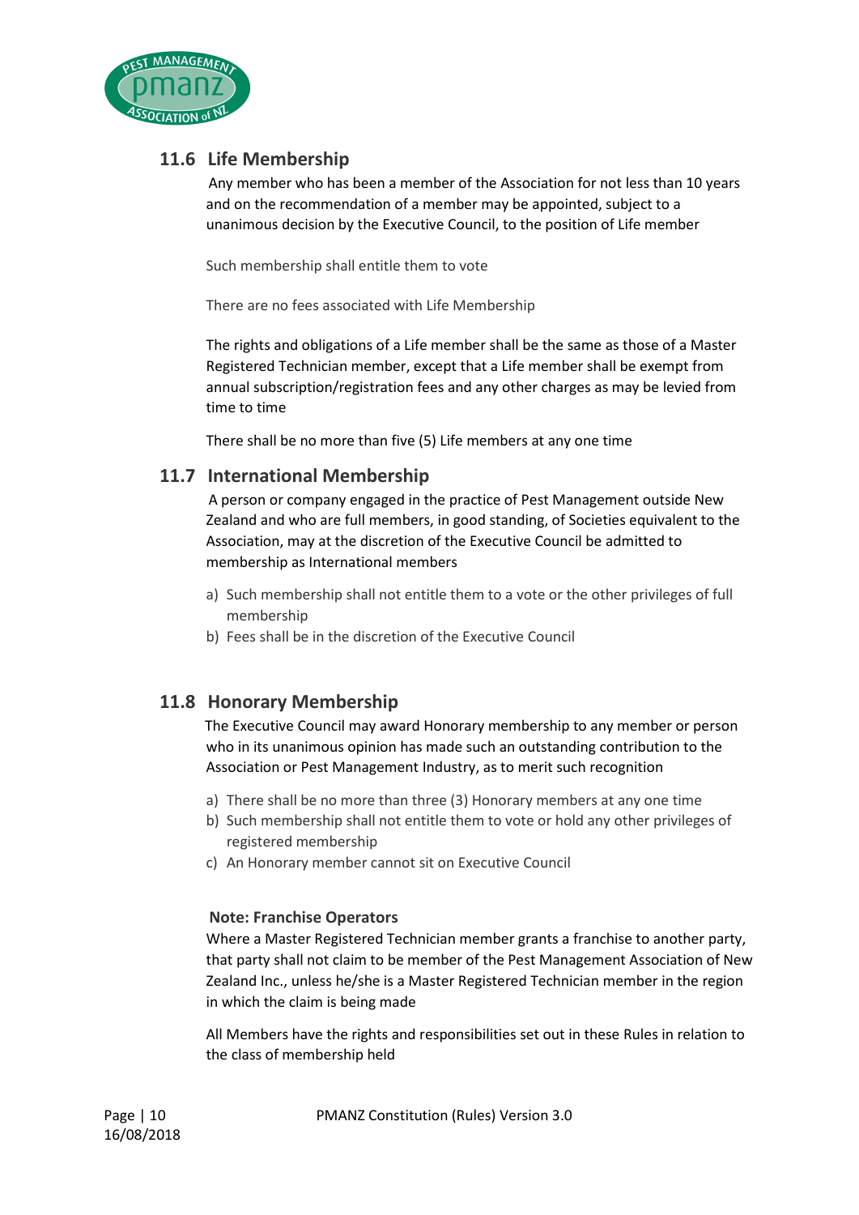## 11.6 Life Membership

Any member who has been a member of the Association for not less than 10 years and on the recommendation of a member may be appointed, subject to a unanimous decision by the Executive Council, to the position of Life member

Such membership shall entitle them to vote

There are no fees associated with Life Membership

The rights and obligations of a Life member shall be the same as those of a Master Registered Technician member, except that a Life member shall be exempt from annual subscription/registration fees and any other charges as may be levied from time to time

There shall be no more than five (5) Life members at any one time

## 11.7 International Membership

A person or company engaged in the practice of Pest Management outside New Zealand and who are full members, in good standing, of Societies equivalent to the Association, may at the discretion of the Executive Council be admitted to membership as International members

a) Such membership shall not entitle them to a vote or the other privileges of full membership
b) Fees shall be in the discretion of the Executive Council

## 11.8 Honorary Membership

The Executive Council may award Honorary membership to any member or person who in its unanimous opinion has made such an outstanding contribution to the Association or Pest Management Industry, as to merit such recognition

a) There shall be no more than three (3) Honorary members at any one time
b) Such membership shall not entitle them to vote or hold any other privileges of registered membership
c) An Honorary member cannot sit on Executive Council

**Note: Franchise Operators**

Where a Master Registered Technician member grants a franchise to another party, that party shall not claim to be member of the Pest Management Association of New Zealand Inc., unless he/she is a Master Registered Technician member in the region in which the claim is being made

All Members have the rights and responsibilities set out in these Rules in relation to the class of membership held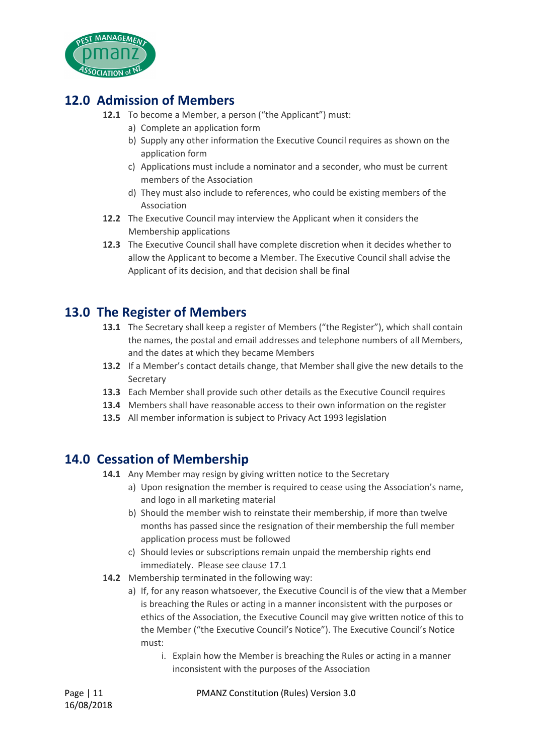## 12.0 Admission of Members

**12.1** To become a Member, a person ("the Applicant") must:

a) Complete an application form

b) Supply any other information the Executive Council requires as shown on the application form

c) Applications must include a nominator and a seconder, who must be current members of the Association

d) They must also include to references, who could be existing members of the Association

**12.2** The Executive Council may interview the Applicant when it considers the Membership applications

**12.3** The Executive Council shall have complete discretion when it decides whether to allow the Applicant to become a Member. The Executive Council shall advise the Applicant of its decision, and that decision shall be final

## 13.0 The Register of Members

**13.1** The Secretary shall keep a register of Members ("the Register"), which shall contain the names, the postal and email addresses and telephone numbers of all Members, and the dates at which they became Members

**13.2** If a Member's contact details change, that Member shall give the new details to the Secretary

**13.3** Each Member shall provide such other details as the Executive Council requires

**13.4** Members shall have reasonable access to their own information on the register

**13.5** All member information is subject to Privacy Act 1993 legislation

## 14.0 Cessation of Membership

**14.1** Any Member may resign by giving written notice to the Secretary

a) Upon resignation the member is required to cease using the Association's name, and logo in all marketing material

b) Should the member wish to reinstate their membership, if more than twelve months has passed since the resignation of their membership the full member application process must be followed

c) Should levies or subscriptions remain unpaid the membership rights end immediately. Please see clause 17.1

**14.2** Membership terminated in the following way:

a) If, for any reason whatsoever, the Executive Council is of the view that a Member is breaching the Rules or acting in a manner inconsistent with the purposes or ethics of the Association, the Executive Council may give written notice of this to the Member ("the Executive Council's Notice"). The Executive Council's Notice must:

i. Explain how the Member is breaching the Rules or acting in a manner inconsistent with the purposes of the Association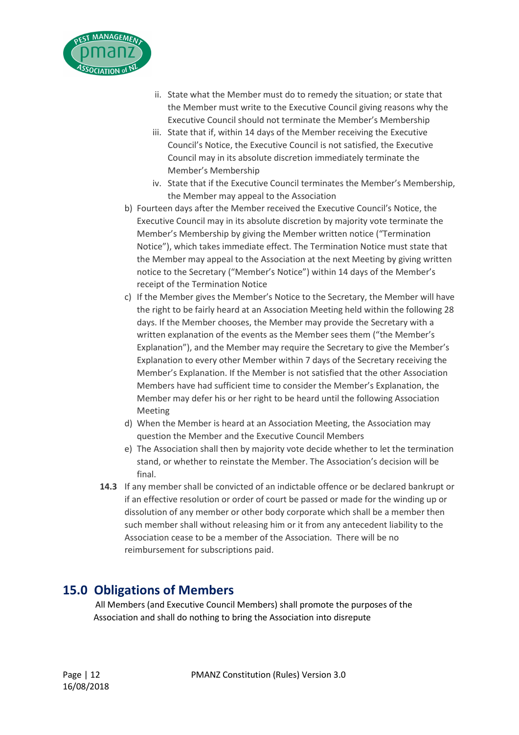ii. State what the Member must do to remedy the situation; or state that the Member must write to the Executive Council giving reasons why the Executive Council should not terminate the Member's Membership
iii. State that if, within 14 days of the Member receiving the Executive Council's Notice, the Executive Council is not satisfied, the Executive Council may in its absolute discretion immediately terminate the Member's Membership
iv. State that if the Executive Council terminates the Member's Membership, the Member may appeal to the Association

b) Fourteen days after the Member received the Executive Council's Notice, the Executive Council may in its absolute discretion by majority vote terminate the Member's Membership by giving the Member written notice ("Termination Notice"), which takes immediate effect. The Termination Notice must state that the Member may appeal to the Association at the next Meeting by giving written notice to the Secretary ("Member's Notice") within 14 days of the Member's receipt of the Termination Notice

c) If the Member gives the Member's Notice to the Secretary, the Member will have the right to be fairly heard at an Association Meeting held within the following 28 days. If the Member chooses, the Member may provide the Secretary with a written explanation of the events as the Member sees them ("the Member's Explanation"), and the Member may require the Secretary to give the Member's Explanation to every other Member within 7 days of the Secretary receiving the Member's Explanation. If the Member is not satisfied that the other Association Members have had sufficient time to consider the Member's Explanation, the Member may defer his or her right to be heard until the following Association Meeting

d) When the Member is heard at an Association Meeting, the Association may question the Member and the Executive Council Members

e) The Association shall then by majority vote decide whether to let the termination stand, or whether to reinstate the Member. The Association's decision will be final.

**14.3** If any member shall be convicted of an indictable offence or be declared bankrupt or if an effective resolution or order of court be passed or made for the winding up or dissolution of any member or other body corporate which shall be a member then such member shall without releasing him or it from any antecedent liability to the Association cease to be a member of the Association. There will be no reimbursement for subscriptions paid.

## 15.0 Obligations of Members

All Members (and Executive Council Members) shall promote the purposes of the Association and shall do nothing to bring the Association into disrepute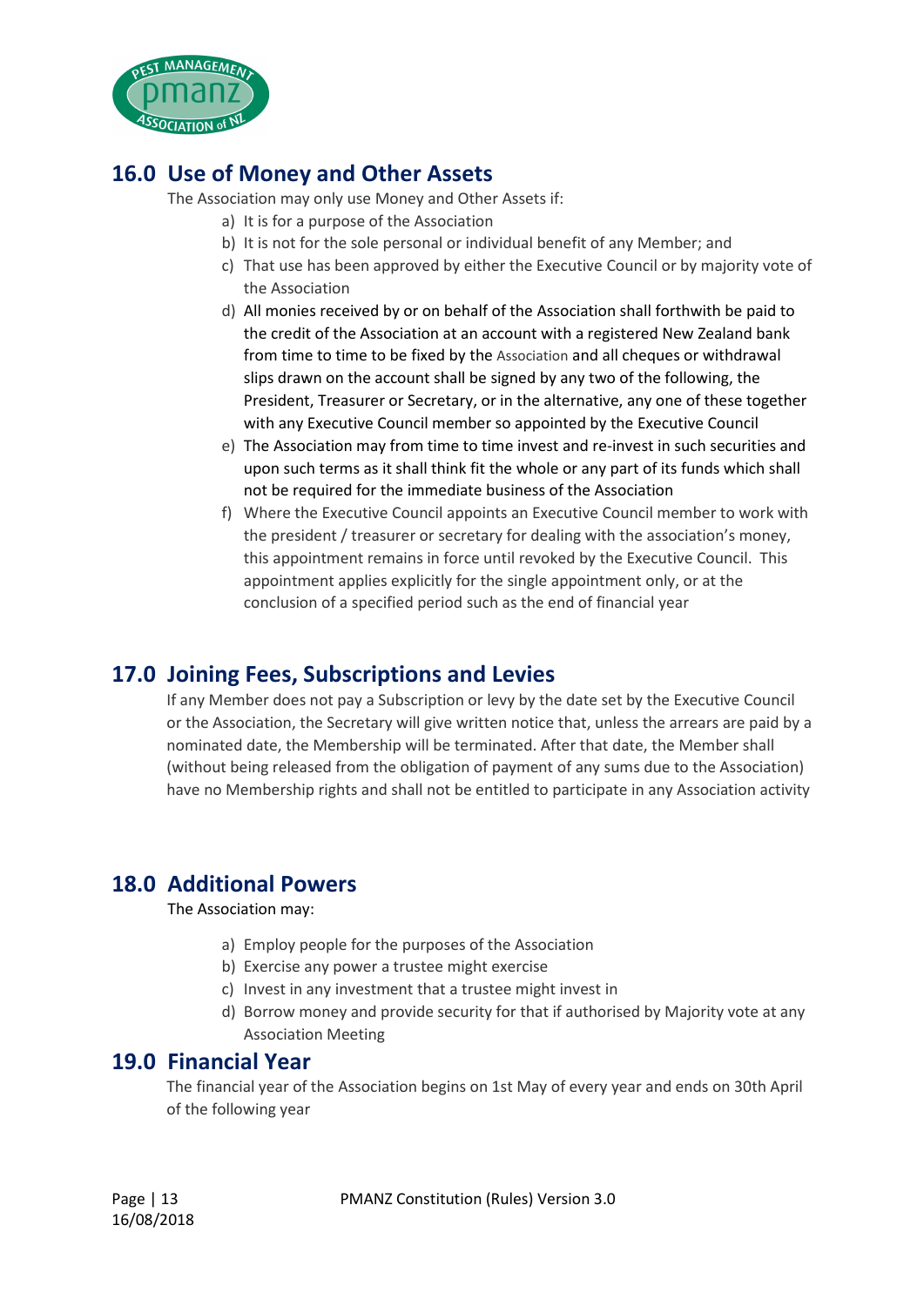## 16.0 Use of Money and Other Assets

The Association may only use Money and Other Assets if:

a) It is for a purpose of the Association
b) It is not for the sole personal or individual benefit of any Member; and
c) That use has been approved by either the Executive Council or by majority vote of the Association
d) All monies received by or on behalf of the Association shall forthwith be paid to the credit of the Association at an account with a registered New Zealand bank from time to time to be fixed by the Association and all cheques or withdrawal slips drawn on the account shall be signed by any two of the following, the President, Treasurer or Secretary, or in the alternative, any one of these together with any Executive Council member so appointed by the Executive Council
e) The Association may from time to time invest and re-invest in such securities and upon such terms as it shall think fit the whole or any part of its funds which shall not be required for the immediate business of the Association
f) Where the Executive Council appoints an Executive Council member to work with the president / treasurer or secretary for dealing with the association's money, this appointment remains in force until revoked by the Executive Council. This appointment applies explicitly for the single appointment only, or at the conclusion of a specified period such as the end of financial year

## 17.0 Joining Fees, Subscriptions and Levies

If any Member does not pay a Subscription or levy by the date set by the Executive Council or the Association, the Secretary will give written notice that, unless the arrears are paid by a nominated date, the Membership will be terminated. After that date, the Member shall (without being released from the obligation of payment of any sums due to the Association) have no Membership rights and shall not be entitled to participate in any Association activity

## 18.0 Additional Powers

The Association may:

a) Employ people for the purposes of the Association
b) Exercise any power a trustee might exercise
c) Invest in any investment that a trustee might invest in
d) Borrow money and provide security for that if authorised by Majority vote at any Association Meeting

## 19.0 Financial Year

The financial year of the Association begins on 1st May of every year and ends on 30th April of the following year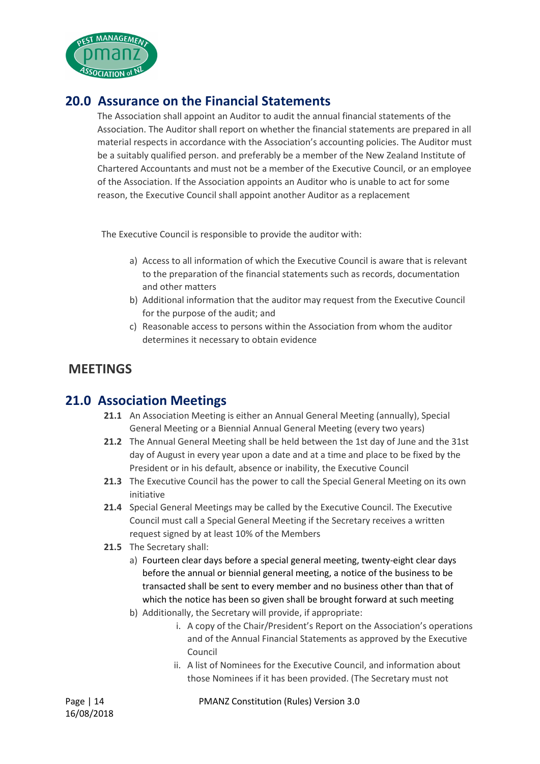## 20.0 Assurance on the Financial Statements

The Association shall appoint an Auditor to audit the annual financial statements of the Association. The Auditor shall report on whether the financial statements are prepared in all material respects in accordance with the Association's accounting policies. The Auditor must be a suitably qualified person. and preferably be a member of the New Zealand Institute of Chartered Accountants and must not be a member of the Executive Council, or an employee of the Association. If the Association appoints an Auditor who is unable to act for some reason, the Executive Council shall appoint another Auditor as a replacement

The Executive Council is responsible to provide the auditor with:

a) Access to all information of which the Executive Council is aware that is relevant to the preparation of the financial statements such as records, documentation and other matters
b) Additional information that the auditor may request from the Executive Council for the purpose of the audit; and
c) Reasonable access to persons within the Association from whom the auditor determines it necessary to obtain evidence

## MEETINGS

## 21.0 Association Meetings

**21.1** An Association Meeting is either an Annual General Meeting (annually), Special General Meeting or a Biennial Annual General Meeting (every two years)

**21.2** The Annual General Meeting shall be held between the 1st day of June and the 31st day of August in every year upon a date and at a time and place to be fixed by the President or in his default, absence or inability, the Executive Council

**21.3** The Executive Council has the power to call the Special General Meeting on its own initiative

**21.4** Special General Meetings may be called by the Executive Council. The Executive Council must call a Special General Meeting if the Secretary receives a written request signed by at least 10% of the Members

**21.5** The Secretary shall:

a) Fourteen clear days before a special general meeting, twenty-eight clear days before the annual or biennial general meeting, a notice of the business to be transacted shall be sent to every member and no business other than that of which the notice has been so given shall be brought forward at such meeting
b) Additionally, the Secretary will provide, if appropriate:
    i. A copy of the Chair/President's Report on the Association's operations and of the Annual Financial Statements as approved by the Executive Council
    ii. A list of Nominees for the Executive Council, and information about those Nominees if it has been provided. (The Secretary must not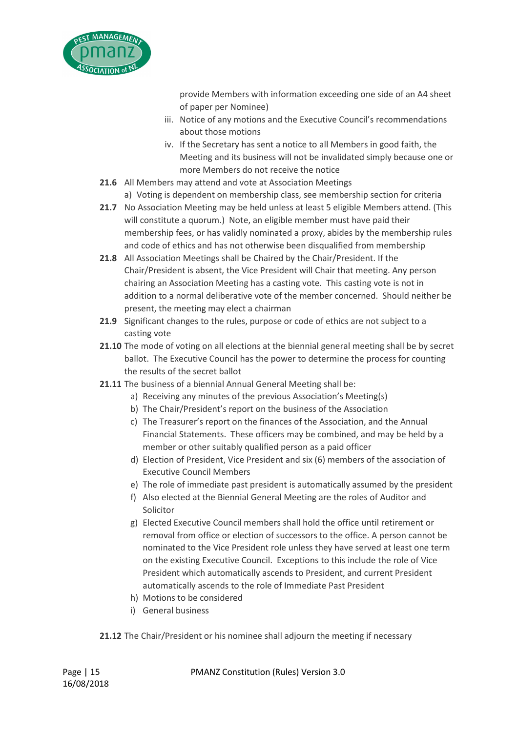provide Members with information exceeding one side of an A4 sheet of paper per Nominee)

iii. Notice of any motions and the Executive Council's recommendations about those motions

iv. If the Secretary has sent a notice to all Members in good faith, the Meeting and its business will not be invalidated simply because one or more Members do not receive the notice

**21.6** All Members may attend and vote at Association Meetings

a) Voting is dependent on membership class, see membership section for criteria

**21.7** No Association Meeting may be held unless at least 5 eligible Members attend. (This will constitute a quorum.) Note, an eligible member must have paid their membership fees, or has validly nominated a proxy, abides by the membership rules and code of ethics and has not otherwise been disqualified from membership

**21.8** All Association Meetings shall be Chaired by the Chair/President. If the Chair/President is absent, the Vice President will Chair that meeting. Any person chairing an Association Meeting has a casting vote. This casting vote is not in addition to a normal deliberative vote of the member concerned. Should neither be present, the meeting may elect a chairman

**21.9** Significant changes to the rules, purpose or code of ethics are not subject to a casting vote

**21.10** The mode of voting on all elections at the biennial general meeting shall be by secret ballot. The Executive Council has the power to determine the process for counting the results of the secret ballot

**21.11** The business of a biennial Annual General Meeting shall be:

a) Receiving any minutes of the previous Association's Meeting(s)
b) The Chair/President's report on the business of the Association
c) The Treasurer's report on the finances of the Association, and the Annual Financial Statements. These officers may be combined, and may be held by a member or other suitably qualified person as a paid officer
d) Election of President, Vice President and six (6) members of the association of Executive Council Members
e) The role of immediate past president is automatically assumed by the president
f) Also elected at the Biennial General Meeting are the roles of Auditor and Solicitor
g) Elected Executive Council members shall hold the office until retirement or removal from office or election of successors to the office. A person cannot be nominated to the Vice President role unless they have served at least one term on the existing Executive Council. Exceptions to this include the role of Vice President which automatically ascends to President, and current President automatically ascends to the role of Immediate Past President
h) Motions to be considered
i) General business

**21.12** The Chair/President or his nominee shall adjourn the meeting if necessary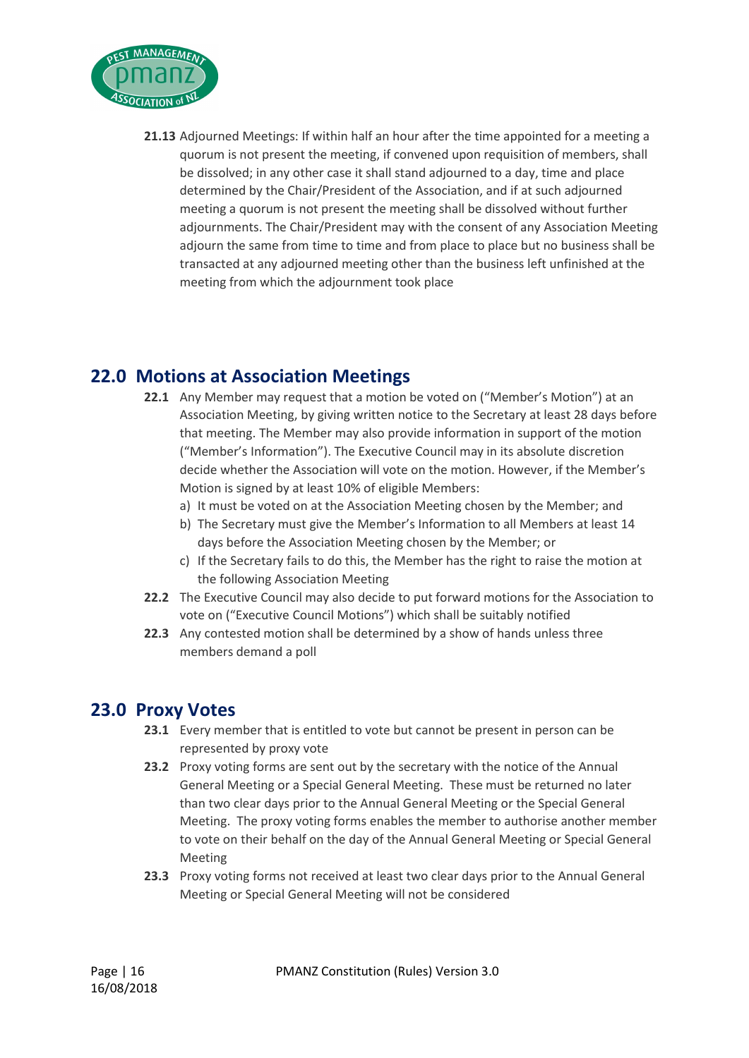**21.13** Adjourned Meetings: If within half an hour after the time appointed for a meeting a quorum is not present the meeting, if convened upon requisition of members, shall be dissolved; in any other case it shall stand adjourned to a day, time and place determined by the Chair/President of the Association, and if at such adjourned meeting a quorum is not present the meeting shall be dissolved without further adjournments. The Chair/President may with the consent of any Association Meeting adjourn the same from time to time and from place to place but no business shall be transacted at any adjourned meeting other than the business left unfinished at the meeting from which the adjournment took place

## 22.0 Motions at Association Meetings

**22.1** Any Member may request that a motion be voted on ("Member's Motion") at an Association Meeting, by giving written notice to the Secretary at least 28 days before that meeting. The Member may also provide information in support of the motion ("Member's Information"). The Executive Council may in its absolute discretion decide whether the Association will vote on the motion. However, if the Member's Motion is signed by at least 10% of eligible Members:

a) It must be voted on at the Association Meeting chosen by the Member; and
b) The Secretary must give the Member's Information to all Members at least 14 days before the Association Meeting chosen by the Member; or
c) If the Secretary fails to do this, the Member has the right to raise the motion at the following Association Meeting

**22.2** The Executive Council may also decide to put forward motions for the Association to vote on ("Executive Council Motions") which shall be suitably notified

**22.3** Any contested motion shall be determined by a show of hands unless three members demand a poll

## 23.0 Proxy Votes

**23.1** Every member that is entitled to vote but cannot be present in person can be represented by proxy vote

**23.2** Proxy voting forms are sent out by the secretary with the notice of the Annual General Meeting or a Special General Meeting. These must be returned no later than two clear days prior to the Annual General Meeting or the Special General Meeting. The proxy voting forms enables the member to authorise another member to vote on their behalf on the day of the Annual General Meeting or Special General Meeting

**23.3** Proxy voting forms not received at least two clear days prior to the Annual General Meeting or Special General Meeting will not be considered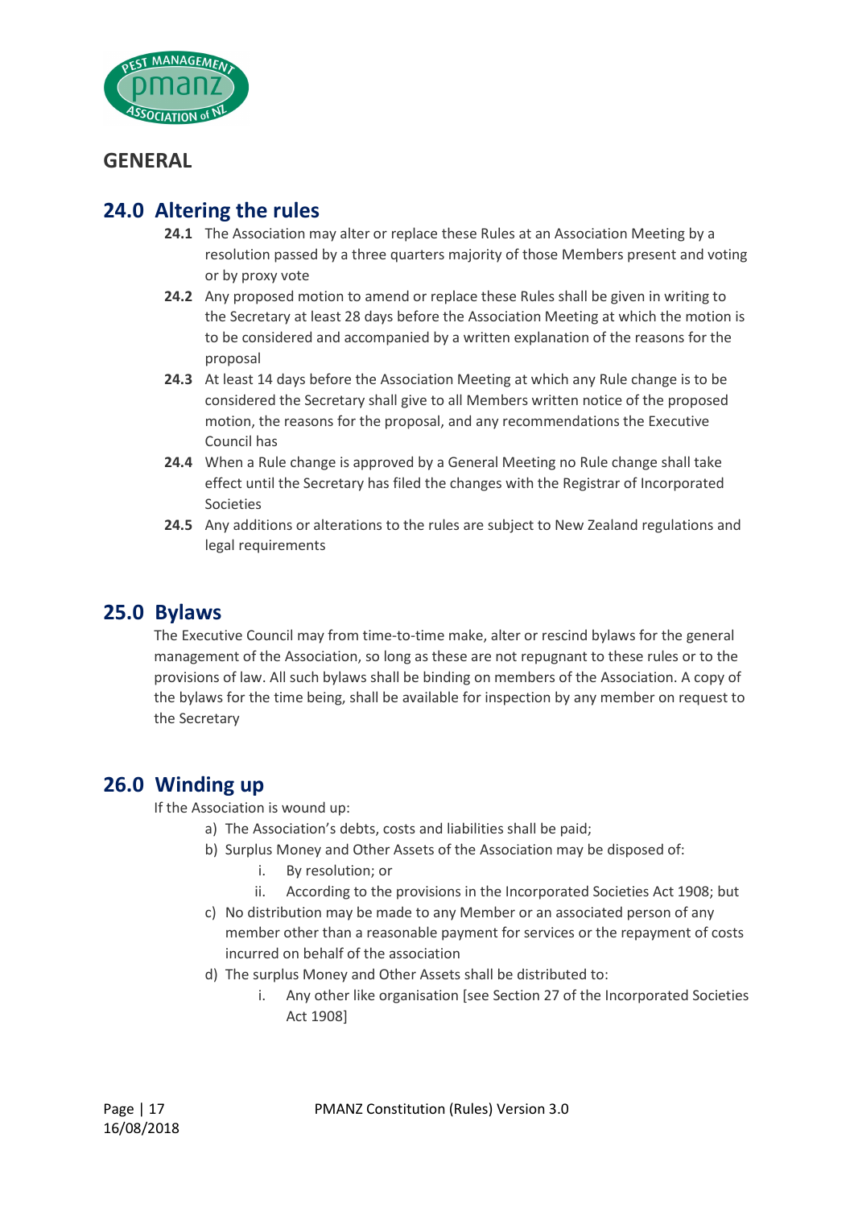## GENERAL

## 24.0 Altering the rules

**24.1** The Association may alter or replace these Rules at an Association Meeting by a resolution passed by a three quarters majority of those Members present and voting or by proxy vote

**24.2** Any proposed motion to amend or replace these Rules shall be given in writing to the Secretary at least 28 days before the Association Meeting at which the motion is to be considered and accompanied by a written explanation of the reasons for the proposal

**24.3** At least 14 days before the Association Meeting at which any Rule change is to be considered the Secretary shall give to all Members written notice of the proposed motion, the reasons for the proposal, and any recommendations the Executive Council has

**24.4** When a Rule change is approved by a General Meeting no Rule change shall take effect until the Secretary has filed the changes with the Registrar of Incorporated Societies

**24.5** Any additions or alterations to the rules are subject to New Zealand regulations and legal requirements

## 25.0 Bylaws

The Executive Council may from time-to-time make, alter or rescind bylaws for the general management of the Association, so long as these are not repugnant to these rules or to the provisions of law. All such bylaws shall be binding on members of the Association. A copy of the bylaws for the time being, shall be available for inspection by any member on request to the Secretary

## 26.0 Winding up

If the Association is wound up:

a) The Association's debts, costs and liabilities shall be paid;
b) Surplus Money and Other Assets of the Association may be disposed of:
    i. By resolution; or
    ii. According to the provisions in the Incorporated Societies Act 1908; but
c) No distribution may be made to any Member or an associated person of any member other than a reasonable payment for services or the repayment of costs incurred on behalf of the association
d) The surplus Money and Other Assets shall be distributed to:
    i. Any other like organisation [see Section 27 of the Incorporated Societies Act 1908]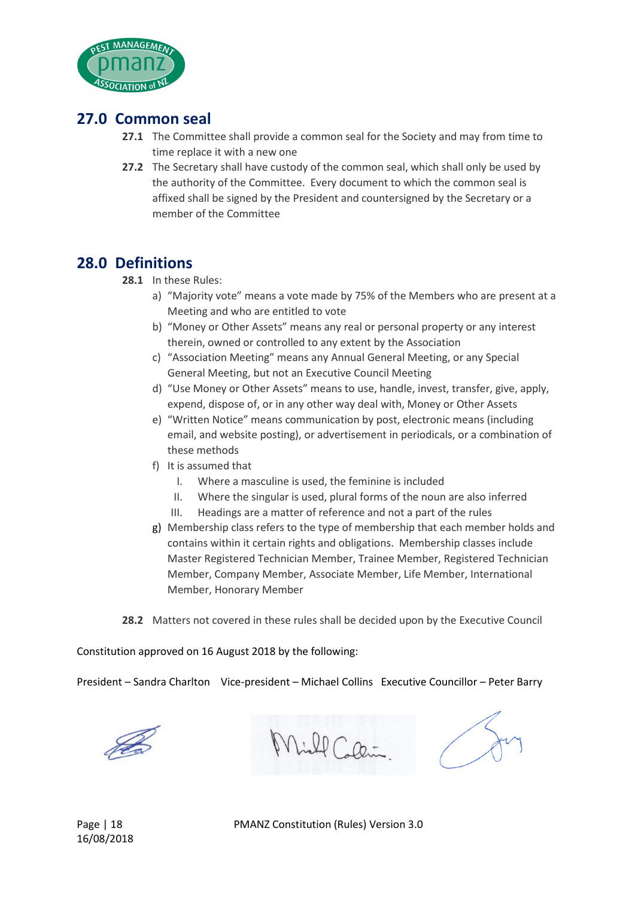## 27.0 Common seal

**27.1** The Committee shall provide a common seal for the Society and may from time to time replace it with a new one

**27.2** The Secretary shall have custody of the common seal, which shall only be used by the authority of the Committee. Every document to which the common seal is affixed shall be signed by the President and countersigned by the Secretary or a member of the Committee

## 28.0 Definitions

**28.1** In these Rules:

a) "Majority vote" means a vote made by 75% of the Members who are present at a Meeting and who are entitled to vote

b) "Money or Other Assets" means any real or personal property or any interest therein, owned or controlled to any extent by the Association

c) "Association Meeting" means any Annual General Meeting, or any Special General Meeting, but not an Executive Council Meeting

d) "Use Money or Other Assets" means to use, handle, invest, transfer, give, apply, expend, dispose of, or in any other way deal with, Money or Other Assets

e) "Written Notice" means communication by post, electronic means (including email, and website posting), or advertisement in periodicals, or a combination of these methods

f) It is assumed that

   I. Where a masculine is used, the feminine is included

   II. Where the singular is used, plural forms of the noun are also inferred

   III. Headings are a matter of reference and not a part of the rules

g) Membership class refers to the type of membership that each member holds and contains within it certain rights and obligations. Membership classes include Master Registered Technician Member, Trainee Member, Registered Technician Member, Company Member, Associate Member, Life Member, International Member, Honorary Member

**28.2** Matters not covered in these rules shall be decided upon by the Executive Council

Constitution approved on 16 August 2018 by the following:

President – Sandra Charlton Vice-president – Michael Collins Executive Councillor – Peter Barry